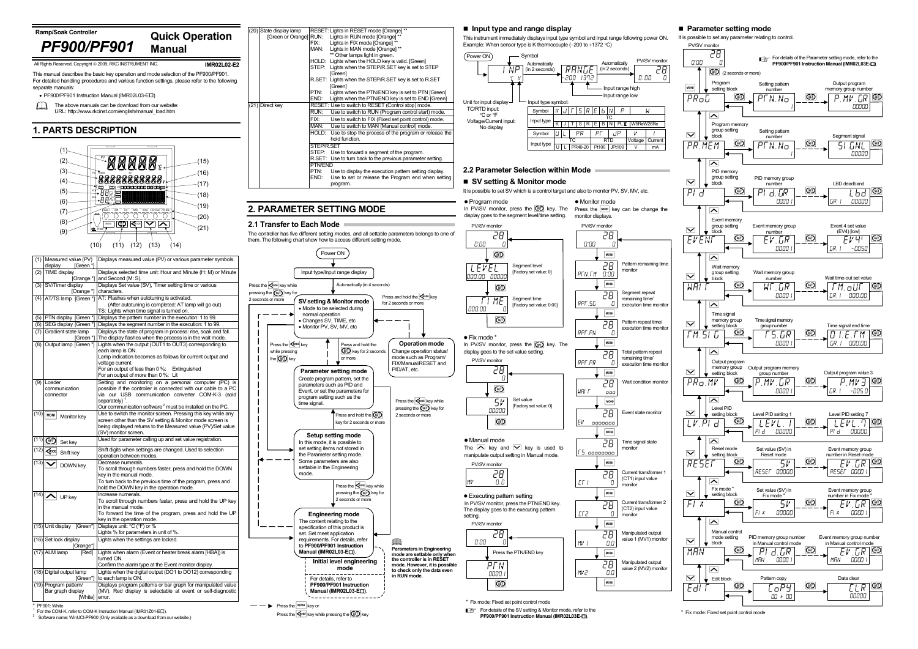Ramp/Soak Controller

# PF900/PF901 Quick Operation Manual

All Rights Reserved, Copyright © 2009, RKC INSTRUMENT INC. IMR02L02-E2

This manual describes the basic key operation and mode selection of the PF900/PF901. For detailed handling procedures and various function settings, please refer to the following separate manuals:

- PF900/PF901 Instruction Manual (IMR02L03-E□)

The above manuals can be downloaded from our website: URL: http://www.rkcinst.com/english/manual_load.htm

## 1. PARTS DESCRIPTION

| No. | Name | Description |
|---|---|---|
| (1) | Measured value (PV) display [Green *] | Displays measured value (PV) or various parameter symbols. |
| (2) | TIME display [Orange *] | Displays selected time unit: Hour and Minute (H: M) or Minute and Second (M: S). |
| (3) | SV/Timer display [Orange *] | Displays Set value (SV), Timer setting time or various characters. |
| (4) | AT/TS lamp [Green *] | AT: Flashes when autotuning is activated. (After autotuning is completed: AT lamp will go out) TS: Lights when time signal is turned on. |
| (5) | PTN display [Green *] | Displays the pattern number in the execution: 1 to 99. |
| (6) | SEG display [Green *] | Displays the segment number in the execution: 1 to 99. |
| (7) | Gradient state lamp [Green *] | Displays the state of program in process: rise, soak and fall. The display flashes when the process is in the wait mode. |
| (8) | Output lamp [Green *] | Lights when the output (OUT1 to OUT3) corresponding to each lamp is ON. Lamp indication becomes as follows for current output and voltage current. For an output of less than 0 %: Extinguished For an output of more than 0 %: Lit |
| (9) | Loader communication connector | Setting and monitoring on a personal computer (PC) is possible if the controller is connected with our cable to a PC via our USB communication converter COM-K-3 (sold separately) [1]. Our communication software [2] must be installed on the PC. |
| (10) | MONI Monitor key | Use to switch the monitor screen. Pressing this key while any screen other than the SV setting & Monitor mode screen is being displayed returns to the Measured value (PV)/Set value (SV) monitor screen. |
| (11) | SET Set key | Used for parameter calling up and set value registration. |
| (12) | Shift key | Shift digits when settings are changed. Used to selection operation between modes. |
| (13) | DOWN key | Decrease numerals. To scroll through numbers faster, press and hold the DOWN key in the manual mode. To turn back to the previous time of the program, press and hold the DOWN key in the operation mode. |
| (14) | UP key | Increase numerals. To scroll through numbers faster, press and hold the UP key in the manual mode. To forward the time of the program, press and hold the UP key in the operation mode. |
| (15) | Unit display [Green*] | Displays unit: °C (°F) or %. Lights % for parameters in unit of %. |
| (16) | Set lock display [Orange*] | Lights when the settings are locked. |
| (17) | ALM lamp [Red] | Lights when alarm (Event or heater break alarm [HBA]) is turned ON. Confirm the alarm type at the Event monitor display. |
| (18) | Digital output lamp [Green*] | Lights when the digital output (DO1 to DO12) corresponding to each lamp is ON. |
| (19) | Program pattern/ Bar graph display [White] | Displays program patterns or bar graph for manipulated value (MV). Red display is selectable at event or self-diagnostic error. |
| (20) | State display lamp [Green or Orange] | RESET: Lights in RESET mode [Orange] ** RUN: Lights in RUN mode [Orange] ** FIX: Lights in FIX mode [Orange] ** MAN: Lights in MAN mode [Orange] ** ** Other lamps light in green. HOLD: Lights when the HOLD key is valid. [Green] STEP: Lights when the STEP/R.SET key is set to STEP [Green] R.SET: Lights when the STEP/R.SET key is set to R.SET [Green] PTN: Lights when the PTN/END key is set to PTN [Green] END: Lights when the PTN/END key is set to END [Green] |
| (21) | Direct key | RESET: Use to switch to RESET (Control stop) mode. RUN: Use to switch to RUN (Program control start) mode. FIX: Use to switch to FIX (Fixed set point control) mode. MAN: Use to switch to MAN (Manual control) mode. HOLD: Use to stop the process of the program or release the hold function. STEP/R.SET STEP: Use to forward a segment of the program. R.SET: Use to turn back to the previous parameter setting. PTN/END PTN: Use to display the execution pattern setting display. END: Use to set or release the Program end when setting program. |

\* PF901: White
[1] For the COM-K, refer to COM-K Instruction Manual (IMR01Z01-E□).
[2] Software name: WinUCI-PF900 (Only available as a download from our website.)

## 2. PARAMETER SETTING MODE

### 2.1 Transfer to Each Mode

The controller has five different setting modes, and all settable parameters belongs to one of them. The following chart show how to access different setting mode.

Power ON → Input type/Input range display → Automatically (in 4 seconds) → **SV setting & Monitor mode**
- Mode to be selected during normal operation
- Changes SV, TIME, etc
- Monitor PV, SV, MV, etc

SV setting & Monitor mode → Press and hold the Shift key for 2 seconds or more → **Operation mode**: Change operation status/mode such as Program/FIX/Manual/RESET and PID/AT, etc. Operation mode → Press the Shift key while pressing the SET key for 2 seconds or more → SV setting & Monitor mode.

SV setting & Monitor mode → Press and hold the SET key for 2 seconds or more → **Parameter setting mode**: Create program pattern, set the parameters such as PID and Event, or set the parameters for program setting such as the time signal. Parameter setting mode → Press the Shift key while pressing the SET key → SV setting & Monitor mode.

Parameter setting mode → Press and hold the SET key for 2 seconds or more → **Setup setting mode**: In this mode, it is possible to set setting items not stored in the Parameter setting mode. Some parameters are also settable in the Engineering mode. Press the Shift key while pressing the SET key for 2 seconds or more → SV setting & Monitor mode.

Setup setting mode → Press the Shift key while pressing the SET key for 2 seconds or more → **Engineering mode**: The content relating to the specification of this product is set. Set meet application requirements. For details, refer to **PF900/PF901 Instruction Manual (IMR02L03-E□)**.

**Initial level engineering mode**: For details, refer to **PF900/PF901 Instruction Manual (IMR02L03-E□)**.

**Parameters in Engineering mode are settable only when the controller is in RESET mode. However, it is possible to check only the data even in RUN mode.**

- - → Press the MONI key or Press the Shift key while pressing the SET key

### ■ Input type and range display

This instrument immediately displays input type symbol and input range following power ON. Example: When sensor type is K thermocouple (−200 to +1372 °C)

Power ON → INP / °C K → Automatically (in 2 seconds) → RANGE -200 1372 (Input range low / Input range high) → Automatically (in 2 seconds) → PV/SV monitor

Unit for input display: TC/RTD input: °C or °F; Voltage/Current input: No display

Input type symbol:

| Symbol | K | J | T | S | R | E | B | N | P | W |
|---|---|---|---|---|---|---|---|---|---|---|
| Input type | K | J | T | S | R | E | B | N | PL II | W5Re/W26Re |

| Symbol | U | L | PR | PT | JP | V | I |
|---|---|---|---|---|---|---|---|
| Input type | U | L | PR40-20 | Pt100 | JPt100 | V | mA |

(TC: K to W, U, L, PR40-20; RTD: Pt100, JPt100; Voltage: V; Current: mA)

### 2.2 Parameter Selection within Mode

### ■ SV setting & Monitor mode

It is possible to set SV which is a control target and also to monitor PV, SV, MV, etc.

- **Program mode**
In PV/SV monitor, press the SET key. The display goes to the segment level/time setting.

PV/SV monitor → SET → LEVEL: Segment level [Factory set value: 0] → SET → TIME: Segment time [Factory set value: 0:00] → SET

- **Fix mode** *
In PV/SV monitor, press the SET key. The display goes to the set value setting.

PV/SV monitor → SET → SV: Set value [Factory set value: 0] → SET

- **Manual mode**
The UP key and DOWN key is used to manipulate output setting in Manual mode.

PV/SV monitor (MV)

- **Executing pattern setting**
In PV/SV monitor, press the PTN/END key. The display goes to the executing pattern setting.

PV/SV monitor → Press the PTN/END key → PTN 0001 → SET

- **Monitor mode**
Press the MONI key can be change the monitor displays.

PV/SV monitor → MONI →
- PTN.TM: Pattern remaining time monitor
- RPT.SG: Segment repeat remaining time/ execution time monitor
- RPT.PN: Pattern repeat time/ execution time monitor
- RPT.PR: Total pattern repeat remaining time/ execution time monitor
- WAIT: Wait condition monitor
- EV: Event state monitor
- TS: Time signal state monitor
- CT1: Current transformer 1 (CT1) input value monitor
- CT2: Current transformer 2 (CT2) input value monitor
- MV1: Manipulated output value 1 (MV1) monitor
- MV2: Manipulated output value 2 (MV2) monitor

\* Fix mode: Fixed set point control mode

For details of the SV setting & Monitor mode, refer to the **PF900/PF901 Instruction Manual (IMR02L03E-□)**.

### ■ Parameter setting mode

It is possible to set any parameter relating to control.

PV/SV monitor → SET (2 seconds or more)

For details of the Parameter setting mode, refer to the **PF900/PF901 Instruction Manual (IMR02L03E-□)**.

| Block | Parameter | | Parameter |
|---|---|---|---|
| PROG: Program setting block | PTN.NO: Setting pattern number | → | P.MV.GR: Output program memory group number |
| PR.MEM: Program memory group setting block | PTN.NO: Setting pattern number | → | SIGNL: Segment signal |
| PID: PID memory group setting block | PID.GR: PID memory group number | → | LBD: LBD deadband |
| EVENT: Event memory group setting block | EV.GR: Event memory group number | → | EV4: Event 4 set value (EV4) [low] |
| WAIT: Wait memory group setting block | WT.GR: Wait memory group number | → | TM.OUT: Wait time-out set value |
| TM.SIG: Time signal memory group setting block | TS.GR: Time signal memory group number | → | 01.E.TM: Time signal end time |
| PRO.MV: Output program memory group setting block | P.MV.GR: Output program memory group number | → | P.MV3: Output program value 3 |
| LV.PID: Level PID setting block | LEVL.1: Level PID setting 1 | → | LEVL.7: Level PID setting 7 |
| RESET: Reset mode setting block | SV: Set value (SV) in Reset mode | → | EV.GR: Event memory group number in Reset mode |
| FIX: Fix mode * setting block | SV: Set value (SV) in Fix mode * | → | EV.GR: Event memory group number in Fix mode * |
| MAN: Manual control mode setting block | PID.GR: PID memory group number in Manual control mode | → | EV.GR: Event memory group number in Manual control mode |
| EDIT: Edit block | COPY: Pattern copy | → | CLR: Data clear |

(MONI key moves from PV/SV monitor to Program setting block; DOWN/UP keys move between blocks; SET key moves between parameters.)

\* Fix mode: Fixed set point control mode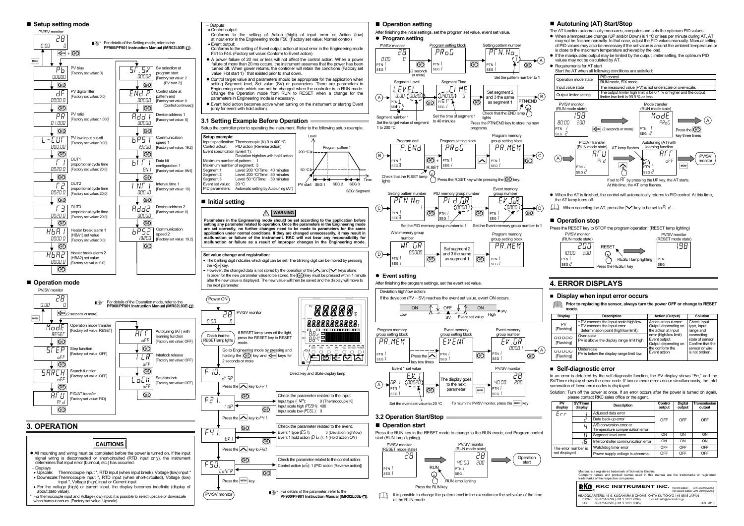## ■ Setup setting mode

PV/SV monitor

For details of the Setting mode, refer to the **PF900/PF901 Instruction Manual (IMR02L03E-□)**.

- PV bias [Factory set value: 0]
- PV digital filter [Factory set value: 0.0]
- PV ratio [Factory set value: 1.000]
- PV low input cut-off [Factory set value: 0.00]
- OUT1 proportional cycle time [Factory set value: 20.0]
- OUT2 proportional cycle time [Factory set value: 20.0]
- OUT3 proportional cycle time [Factory set value: 20.0]
- Heater break alarm 1 (HBA1) set value [Factory set value: 0.0]
- Heater break alarm 2 (HBA2) set value [Factory set value: 0.0]
- SV selection at program start [Factory set value: 2 (PV start 2)]
- Control state at pattern end [Factory set value: 0 (Control continues)]
- Device address 1 [Factory set value: 0]
- Communication speed 1 [Factory set value: 19.2]
- Data bit configuration 1 [Factory set value: 8N1]
- Interval time 1 [Factory set value: 10]
- Device address 2 [Factory set value: 0]
- Communication speed 2 [Factory set value: 19.2]

## ■ Operation mode

PV/SV monitor

(2 seconds or more)

For details of the Operation mode, refer to the **PF900/PF901 Instruction Manual (IMR02L03E-□)**.

- Operation mode transfer [Factory set value: RESET]
- Step function [Factory set value: OFF]
- Search function [Factory set value: OFF]
- PID/AT transfer [Factory set value: PID]
- Autotuning (AT) with learning function [Factory set value: OFF]
- Interlock release [Factory set value: OFF]
- Set data lock [Factory set value: OFF]

# 3. OPERATION

**CAUTIONS**

- All mounting and wiring must be completed before the power is turned on. If the input signal wiring is disconnected or short-circuited (RTD input only), the instrument determines that input error (burnout, etc.) has occurred.
  - Displays
    - Upscale: Thermocouple input *, RTD input (when input break), Voltage (low) input *
    - Downscale: Thermocouple input *, RTD input (when short-circuited), Voltage (high) input *, Voltage (high) input or Current input
    - For the voltage (high) or current input, the display becomes indefinite (display of about zero value).

\* For thermocouple input and Voltage (low) input, it is possible to select upscale or downscale when burnout occurs. (Factory set value: Upscale)

- Outputs
  - Control output:
    Conforms to the setting of Action (high) at input error or Action (low) at input error in the Engineering mode F50. (Factory set value: Normal control)
  - Event output:
    Conforms to the setting of Event output action at input error in the Engineering mode F41 to F44. (Factory set value: Conform to Event action)
- A power failure of 20 ms or less will not affect the control action. When a power failure of more than 20 ms occurs, the instrument assumes that the power has been turned off. When power returns, the controller will retain the conditions (Factory set value: Hot start 1) that existed prior to shut down.
- Control target value and parameters should be appropriate for the application when setting Segment level, Set value (SV) or parameters. There are parameters in Engineering mode which can not be changed when the controller is in RUN mode. Change the Operation mode from RUN to RESET when a change for the parameters in Engineering mode is necessary.
- Event hold action becomes active when turning on the instrument or starting Event (only for event with hold action).

## 3.1 Setting Example Before Operation

Setup the controller prior to operating the instrument. Refer to the following setup example.

**Setup example:**
Input specification: Thermocouple (K) 0 to 400 °C
Control action: PID action (Reverse action)
Event specification (Event 1): Deviation high/low with hold action
Maximum number of pattern: 1
Maximum number of segment: 3
Segment 1: Level: 200 °C/Time: 40 minutes
Segment 2: Level: 200 °C/Time: 80 minutes
Segment 3: Level: 50 °C/Time: 30 minutes
Event set value: 20 °C
PID parameters: Automatic setting by Autotuning (AT)

Level
Program pattern 1
200 °C
50 °C
PV start SEG 1 SEG 2 SEG 3
Time
SEG: Segment

## ■ Initial setting

**⚠ WARNING**

**Parameters in the Engineering mode should be set according to the application before setting any parameter related to operation. Once the parameters in the Engineering mode are set correctly, no further changes need to be made to parameters for the same application under normal conditions. If they are changed unnecessarily, it may result in malfunction or failure of the instrument. RKC will not bear any responsibility for malfunction or failure as a result of improper changes in the Engineering mode.**

**Set value change and registration:**

- The blinking digit indicates which digit can be set. The blinking digit can be moved by pressing the <MON key.
- However, the changed data is not stored by the operation of the UP and DOWN keys alone. In order for the new parameter value to be stored, the SET key must be pressed within 1 minute after the new value is displayed. The new value will then be saved and the display will move to the next parameter.

Power ON → PV/SV monitor

Check that the RESET lamp lights. If RESET lamp turns off the light, press the RESET key to RESET mode.

Go to Engineering mode by pressing and holding the SET key and <MON keys for 2 seconds or more

Direct key and State display lamp

Press the UP key to F21.

Check the parameter related to the input.
Input type (INP): 0 (Thermocouple K)
Input scale high (PGSH): 400
Input scale low (PGSL): 0

Press the UP key to F41.

Check the parameter related to the event.
Event 1 type (ES1): 3 (Deviation high/low)
Event 1 hold action (EHo1): 1 (Hold action ON)

Press the UP key to F50.

Check the parameter related to the control action.
Control action (oS): 1 (PID action [Reverse action])

Press the MONI key → PV/SV monitor

For details of the parameter, refer to the **PF900/PF901 Instruction Manual (IMR02L03E-□)**.

## ■ Operation setting

After finishing the initial settings, set the program set value, event set value.

### ● Program setting

PV/SV monitor → (2 seconds or more) → Program setting block → Setting pattern number

Set the pattern number to 1

Segment number 1 — Segment Level: Set the target value of segment 1 to 200 °C

Segment Time: Set the time of segment 1 to 40 minutes

Set segment 2 and 3 the same as segment 1. Check that the END lamp lights. Press the PTN/END key to store the new programs.

Program end → Check that the R.SET lamp lights → Press the R.SET key while pressing the SET key. → Program setting block → Program memory group setting block

Setting pattern number → PID memory group number: Set the PID memory group number to 1 → Event memory group number: Set the Event memory group number to 1

Wait memory group number → Set segment 2 and 3 the same as segment 1 → Program memory group setting block

### ● Event setting

After finishing the program settings, set the event set value.

Deviation high/low action:
If the deviation (PV − SV) reaches the event set value, event ON occurs.

ON OFF ON
Low SV Event set value High PV

Program memory group setting block → Press the UP key two times → Event memory group setting block → Event memory group number

Event 1 set value: Set the event set value to 20 °C → The display goes to the next parameter → PV/SV monitor

To return the PV/SV monitor, press the MONI key

## 3.2 Operation Start/Stop

## ■ Operation start

Press the RUN key in the RESET mode to change to the RUN mode, and Program control start (RUN lamp lighting).

PV/SV monitor (RESET mode state) → Press the RUN key → RUN lamp lighting → PV/SV monitor (RUN mode state) → Operation start

It is possible to change the pattern level in the execution or the set value of the time at the RUN mode.

## ■ Autotuning (AT) Start/Stop

The AT function automatically measures, computes and sets the optimum PID values.

- When a temperature change (UP and/or Down) is 1 °C or less per minute during AT, AT may not be finished normally. In that case, adjust the PID values manually. Manual setting of PID values may also be necessary if the set value is around the ambient temperature or is close to the maximum temperature achieved by the load.
- If the manipulated output may be limited by the output limiter setting, the optimum PID values may not be calculated by AT.
- Requirements for AT start
  Start the AT when all following conditions are satisfied:

| | |
|---|---|
| Operation mode state | PID control<br>RUN mode, FIX mode |
| Input value state | The measured value (PV) is not underscale or over-scale. |
| Output limiter setting | The output limiter high limit is 0.1 % or higher and the output limiter low limit is 99.9 % or less. |

PV/SV monitor (RUN mode state) → (2 seconds or more) → Mode transfer (RUN mode state) → Press the key three times

PID/AT transfer (RUN mode state) → AT lamp flashes → Autotuning (AT) with learning function → PV/SV monitor

If set to AT by pressing the UP key, the AT starts. At this time, the AT lamp flashes.

- When the AT is finished, the control will automatically returns to PID control. At this time, the AT lamp turns off.

When canceling the AT, press the DOWN key to be set to PId.

## ■ Operation stop

Press the RESET key to STOP the program operation. (RESET lamp lighting)

PV/SV monitor (RUN mode state) → RESET: Press the RESET key → RESET lamp lighting → PV/SV monitor (RESET mode state)

# 4. ERROR DISPLAYS

## ■ Display when input error occurs

**Prior to replacing the sensor, always turn the power OFF or change to RESET mode.**

| Display | Description | Action (Output) | Solution |
|---|---|---|---|
| PV [Flashing] | • PV exceeds the Input scale high/low.<br>• PV exceeds the Input error determination point (high/low limit). | Action at input error: Output depending on the action at Input error (high/low limit)<br>Event output: Output depending on the conform the Event action | Check Input type, Input range and connecting state of sensor. Confirm that the sensor or wire is not broken. |
| oooooo [Flashing] | Over-scale<br>PV is above the display range high limit. | | |
| uuuuu [Flashing] | Underscale<br>PV is below the display range low limit. | | |

## ■ Self-diagnostic error

In an error is detected by the self-diagnostic function, the PV display shows "Err," and the SV/Timer display shows the error code. If two or more errors occur simultaneously, the total summation of these error codes is displayed.

Solution: Turn off the power at once. If an error occurs after the power is turned on again, please contact RKC sales office or the agent.

| PV display | SV/Timer display | Description | Control output | Digital output | Transmission output |
|---|---|---|---|---|---|
| Err | 1 | Adjusted data error | OFF | OFF | OFF |
| | 2 | Data back-up error | | | |
| | 4 | A/D conversion error or Temperature compensation error | | | |
| | 8 | Segment level error | ON | ON | ON |
| | 16 | Intercontroller communication error | ON | ON | ON |
| The error number is not displayed | | Watchdog timer error | OFF | OFF | OFF |
| | | Power supply voltage is abnormal | OFF | OFF | OFF |

Modbus is a registered trademark of Schneider Electric.
Company names and product names used in this manual are the trademarks or registered trademarks of the respective companies.

RKC INSTRUMENT INC.
The first edition: APR. 2009 [IMQ00]
The second edition: JAN. 2010 [IMQ00]
HEADQUARTERS: 16-6, KUGAHARA 5-CHOME, OHTA-KU TOKYO 146-8515 JAPAN
PHONE: 03-3751-9799 (+81 3 3751 9799) E-mail: info@rkcinst.co.jp
FAX: 03-3751-8585 (+81 3 3751 8585) JAN. 2010